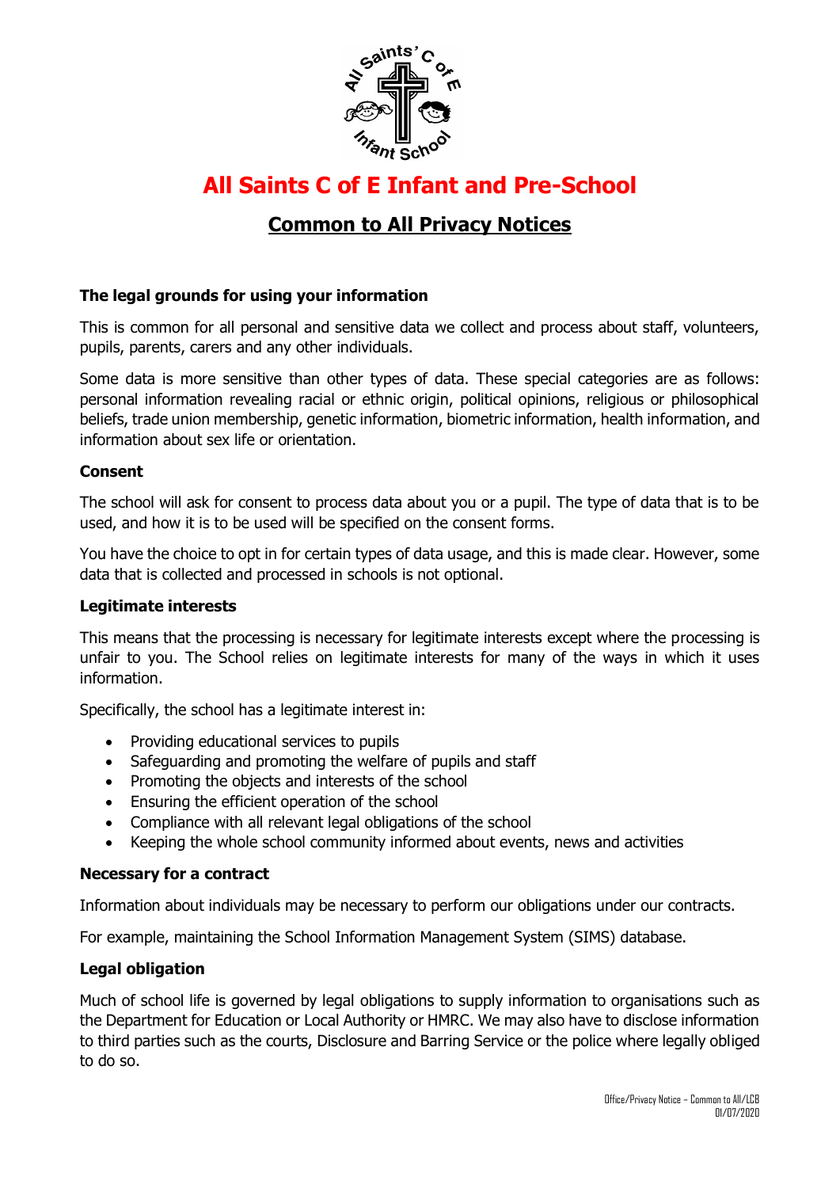# All Saints C of E Infant and Pre-School

## Common to All Privacy Notices

### The legal grounds for using your information

This is common for all personal and sensitive data we collect and process about staff, volunteers, pupils, parents, carers and any other individuals.

Some data is more sensitive than other types of data. These special categories are as follows: personal information revealing racial or ethnic origin, political opinions, religious or philosophical beliefs, trade union membership, genetic information, biometric information, health information, and information about sex life or orientation.

### Consent

The school will ask for consent to process data about you or a pupil. The type of data that is to be used, and how it is to be used will be specified on the consent forms.

You have the choice to opt in for certain types of data usage, and this is made clear. However, some data that is collected and processed in schools is not optional.

### Legitimate interests

This means that the processing is necessary for legitimate interests except where the processing is unfair to you. The School relies on legitimate interests for many of the ways in which it uses information.

Specifically, the school has a legitimate interest in:

- Providing educational services to pupils
- Safeguarding and promoting the welfare of pupils and staff
- Promoting the objects and interests of the school
- Ensuring the efficient operation of the school
- Compliance with all relevant legal obligations of the school
- Keeping the whole school community informed about events, news and activities

### Necessary for a contract

Information about individuals may be necessary to perform our obligations under our contracts.

For example, maintaining the School Information Management System (SIMS) database.

### Legal obligation

Much of school life is governed by legal obligations to supply information to organisations such as the Department for Education or Local Authority or HMRC. We may also have to disclose information to third parties such as the courts, Disclosure and Barring Service or the police where legally obliged to do so.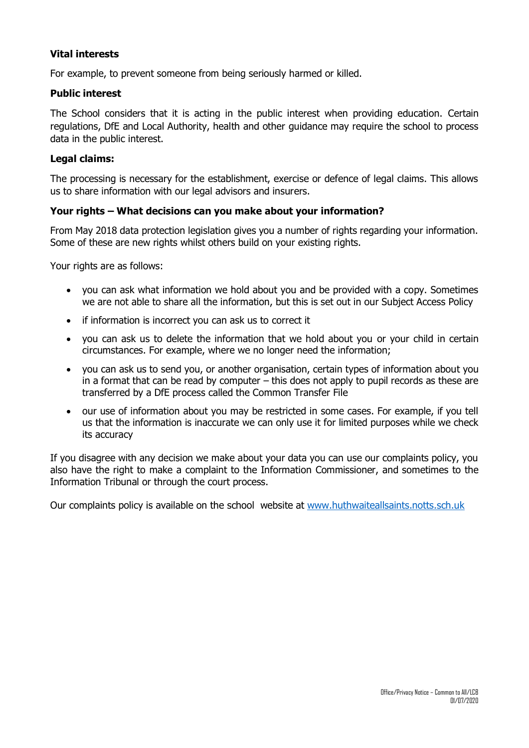**Vital interests**

For example, to prevent someone from being seriously harmed or killed.

**Public interest**

The School considers that it is acting in the public interest when providing education. Certain regulations, DfE and Local Authority, health and other guidance may require the school to process data in the public interest.

**Legal claims:**

The processing is necessary for the establishment, exercise or defence of legal claims. This allows us to share information with our legal advisors and insurers.

**Your rights – What decisions can you make about your information?**

From May 2018 data protection legislation gives you a number of rights regarding your information. Some of these are new rights whilst others build on your existing rights.

Your rights are as follows:

- you can ask what information we hold about you and be provided with a copy. Sometimes we are not able to share all the information, but this is set out in our Subject Access Policy
- if information is incorrect you can ask us to correct it
- you can ask us to delete the information that we hold about you or your child in certain circumstances. For example, where we no longer need the information;
- you can ask us to send you, or another organisation, certain types of information about you in a format that can be read by computer – this does not apply to pupil records as these are transferred by a DfE process called the Common Transfer File
- our use of information about you may be restricted in some cases. For example, if you tell us that the information is inaccurate we can only use it for limited purposes while we check its accuracy

If you disagree with any decision we make about your data you can use our complaints policy, you also have the right to make a complaint to the Information Commissioner, and sometimes to the Information Tribunal or through the court process.

Our complaints policy is available on the school website at [www.huthwaiteallsaints.notts.sch.uk](http://www.huthwaiteallsaints.notts.sch.uk)